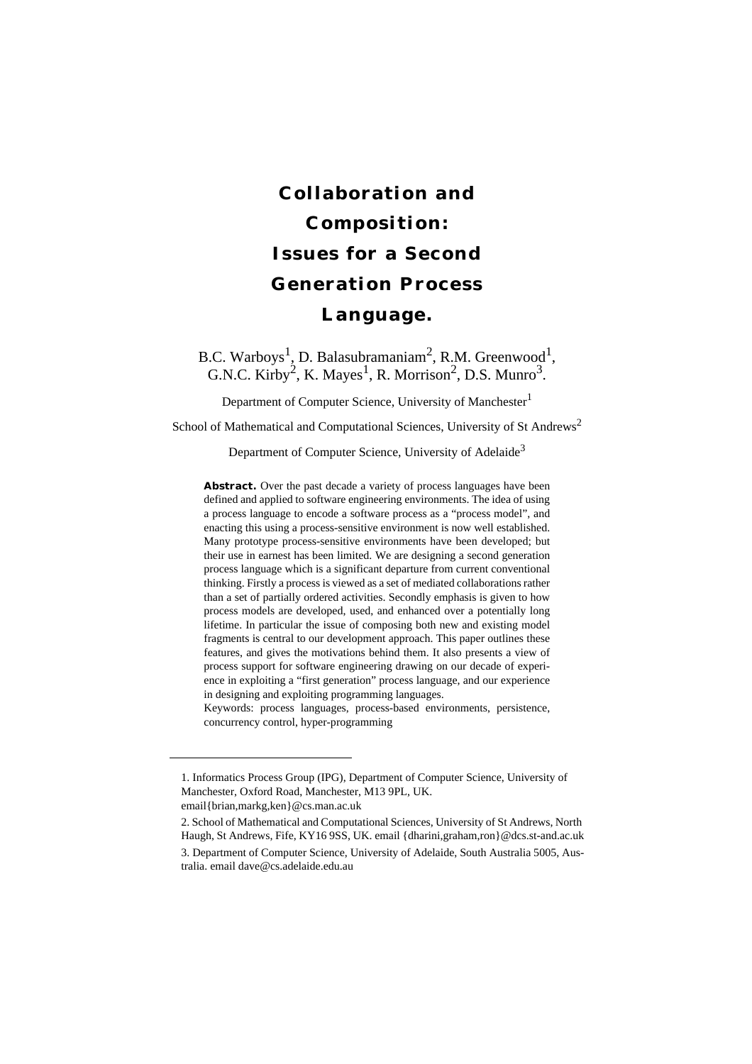# Collaboration and Composition: Issues for a Second Generation Process Language.

B.C. Warboys[1], D. Balasubramaniam[2], R.M. Greenwood[1], G.N.C. Kirby[2], K. Mayes[1], R. Morrison[2], D.S. Munro[3].

Department of Computer Science, University of Manchester[1]

School of Mathematical and Computational Sciences, University of St Andrews[2]

Department of Computer Science, University of Adelaide[3]

**Abstract.** Over the past decade a variety of process languages have been defined and applied to software engineering environments. The idea of using a process language to encode a software process as a "process model", and enacting this using a process-sensitive environment is now well established. Many prototype process-sensitive environments have been developed; but their use in earnest has been limited. We are designing a second generation process language which is a significant departure from current conventional thinking. Firstly a process is viewed as a set of mediated collaborations rather than a set of partially ordered activities. Secondly emphasis is given to how process models are developed, used, and enhanced over a potentially long lifetime. In particular the issue of composing both new and existing model fragments is central to our development approach. This paper outlines these features, and gives the motivations behind them. It also presents a view of process support for software engineering drawing on our decade of experience in exploiting a "first generation" process language, and our experience in designing and exploiting programming languages.

Keywords: process languages, process-based environments, persistence, concurrency control, hyper-programming

---

1. Informatics Process Group (IPG), Department of Computer Science, University of Manchester, Oxford Road, Manchester, M13 9PL, UK. email{brian,markg,ken}@cs.man.ac.uk

2. School of Mathematical and Computational Sciences, University of St Andrews, North Haugh, St Andrews, Fife, KY16 9SS, UK. email {dharini,graham,ron}@dcs.st-and.ac.uk

3. Department of Computer Science, University of Adelaide, South Australia 5005, Australia. email dave@cs.adelaide.edu.au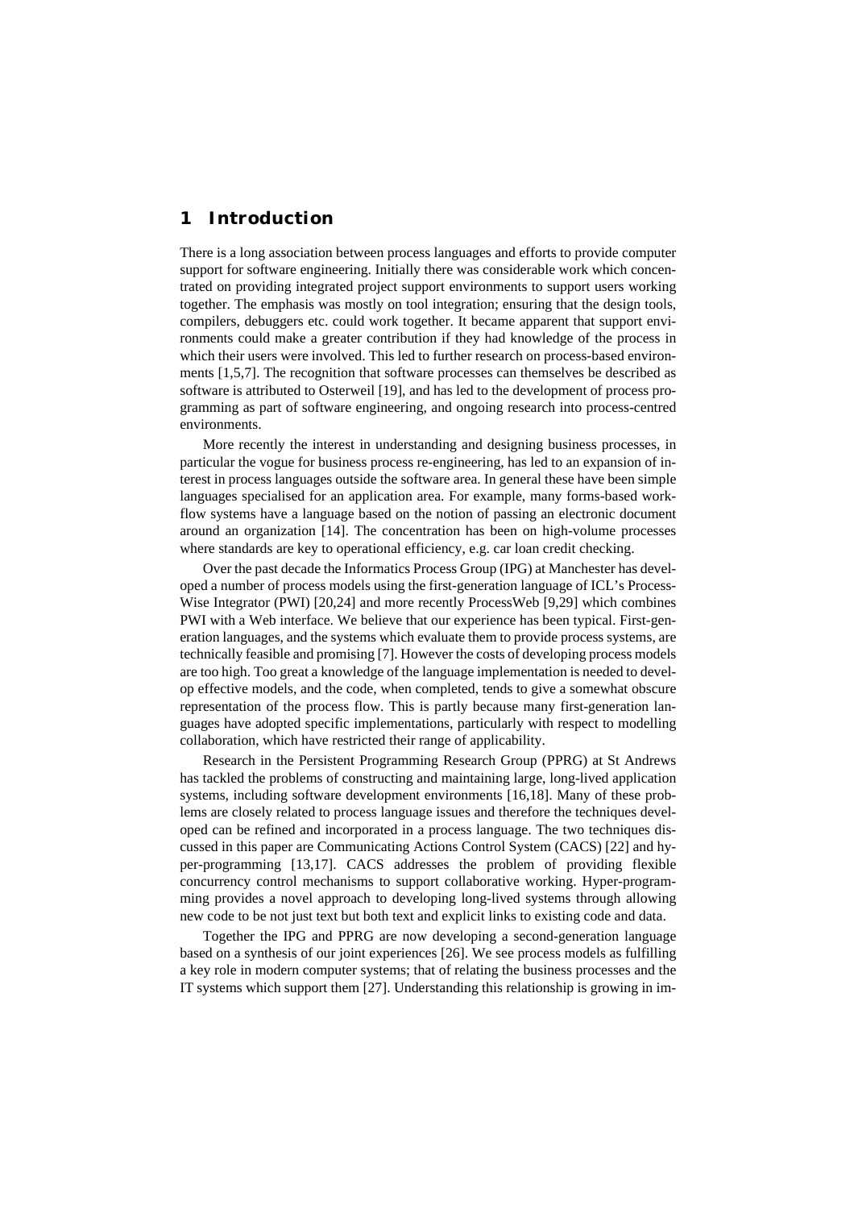## 1 Introduction

There is a long association between process languages and efforts to provide computer support for software engineering. Initially there was considerable work which concentrated on providing integrated project support environments to support users working together. The emphasis was mostly on tool integration; ensuring that the design tools, compilers, debuggers etc. could work together. It became apparent that support environments could make a greater contribution if they had knowledge of the process in which their users were involved. This led to further research on process-based environments [1,5,7]. The recognition that software processes can themselves be described as software is attributed to Osterweil [19], and has led to the development of process programming as part of software engineering, and ongoing research into process-centred environments.

More recently the interest in understanding and designing business processes, in particular the vogue for business process re-engineering, has led to an expansion of interest in process languages outside the software area. In general these have been simple languages specialised for an application area. For example, many forms-based workflow systems have a language based on the notion of passing an electronic document around an organization [14]. The concentration has been on high-volume processes where standards are key to operational efficiency, e.g. car loan credit checking.

Over the past decade the Informatics Process Group (IPG) at Manchester has developed a number of process models using the first-generation language of ICL's ProcessWise Integrator (PWI) [20,24] and more recently ProcessWeb [9,29] which combines PWI with a Web interface. We believe that our experience has been typical. First-generation languages, and the systems which evaluate them to provide process systems, are technically feasible and promising [7]. However the costs of developing process models are too high. Too great a knowledge of the language implementation is needed to develop effective models, and the code, when completed, tends to give a somewhat obscure representation of the process flow. This is partly because many first-generation languages have adopted specific implementations, particularly with respect to modelling collaboration, which have restricted their range of applicability.

Research in the Persistent Programming Research Group (PPRG) at St Andrews has tackled the problems of constructing and maintaining large, long-lived application systems, including software development environments [16,18]. Many of these problems are closely related to process language issues and therefore the techniques developed can be refined and incorporated in a process language. The two techniques discussed in this paper are Communicating Actions Control System (CACS) [22] and hyper-programming [13,17]. CACS addresses the problem of providing flexible concurrency control mechanisms to support collaborative working. Hyper-programming provides a novel approach to developing long-lived systems through allowing new code to be not just text but both text and explicit links to existing code and data.

Together the IPG and PPRG are now developing a second-generation language based on a synthesis of our joint experiences [26]. We see process models as fulfilling a key role in modern computer systems; that of relating the business processes and the IT systems which support them [27]. Understanding this relationship is growing in im-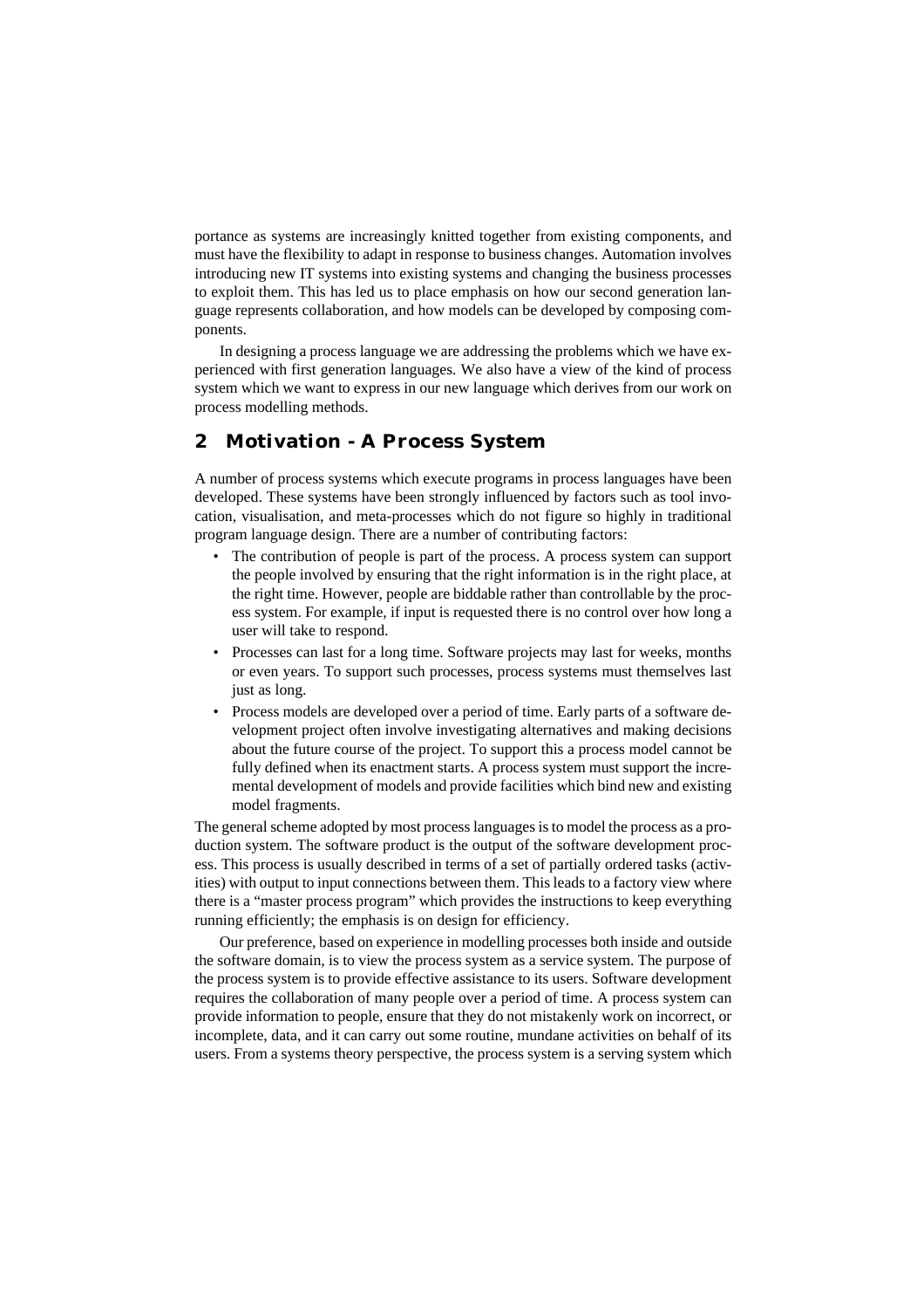portance as systems are increasingly knitted together from existing components, and must have the flexibility to adapt in response to business changes. Automation involves introducing new IT systems into existing systems and changing the business processes to exploit them. This has led us to place emphasis on how our second generation language represents collaboration, and how models can be developed by composing components.

In designing a process language we are addressing the problems which we have experienced with first generation languages. We also have a view of the kind of process system which we want to express in our new language which derives from our work on process modelling methods.

## 2 Motivation - A Process System

A number of process systems which execute programs in process languages have been developed. These systems have been strongly influenced by factors such as tool invocation, visualisation, and meta-processes which do not figure so highly in traditional program language design. There are a number of contributing factors:

- The contribution of people is part of the process. A process system can support the people involved by ensuring that the right information is in the right place, at the right time. However, people are biddable rather than controllable by the process system. For example, if input is requested there is no control over how long a user will take to respond.
- Processes can last for a long time. Software projects may last for weeks, months or even years. To support such processes, process systems must themselves last just as long.
- Process models are developed over a period of time. Early parts of a software development project often involve investigating alternatives and making decisions about the future course of the project. To support this a process model cannot be fully defined when its enactment starts. A process system must support the incremental development of models and provide facilities which bind new and existing model fragments.

The general scheme adopted by most process languages is to model the process as a production system. The software product is the output of the software development process. This process is usually described in terms of a set of partially ordered tasks (activities) with output to input connections between them. This leads to a factory view where there is a "master process program" which provides the instructions to keep everything running efficiently; the emphasis is on design for efficiency.

Our preference, based on experience in modelling processes both inside and outside the software domain, is to view the process system as a service system. The purpose of the process system is to provide effective assistance to its users. Software development requires the collaboration of many people over a period of time. A process system can provide information to people, ensure that they do not mistakenly work on incorrect, or incomplete, data, and it can carry out some routine, mundane activities on behalf of its users. From a systems theory perspective, the process system is a serving system which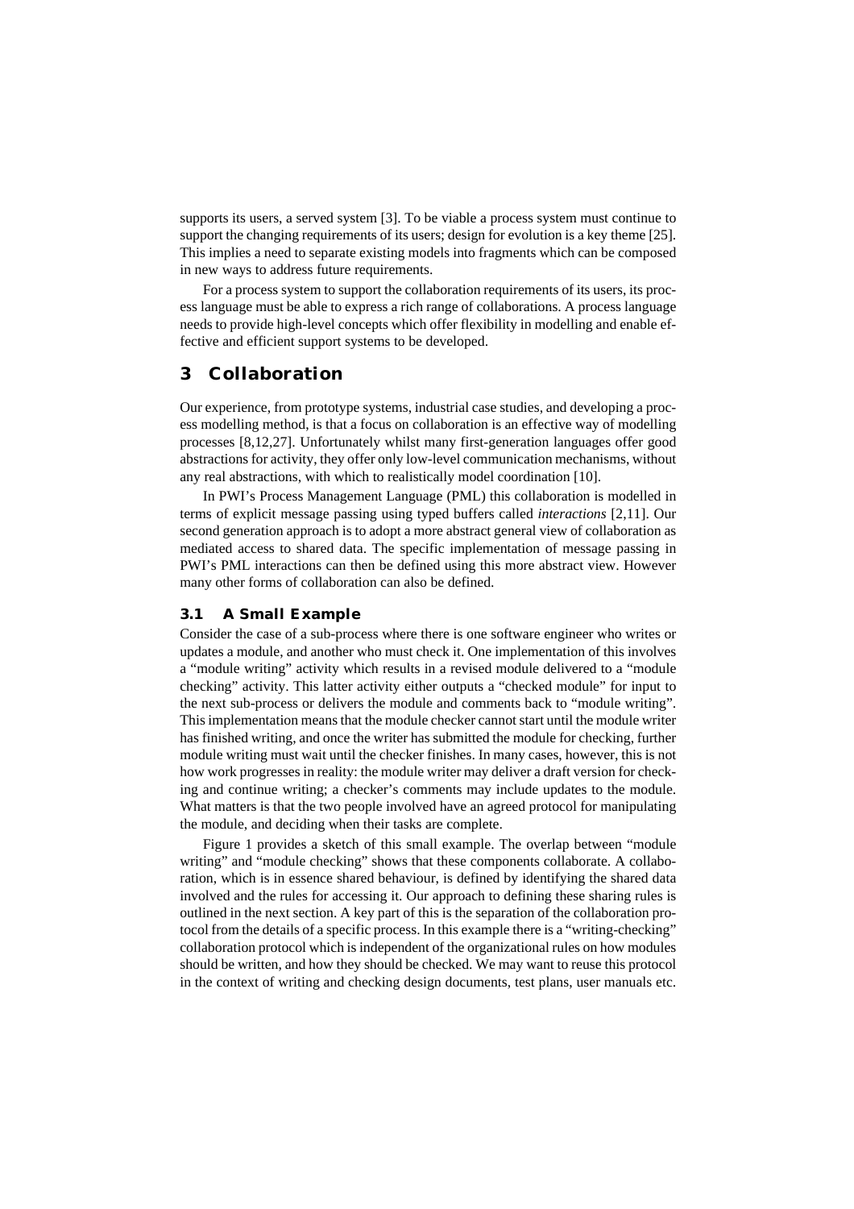supports its users, a served system [3]. To be viable a process system must continue to support the changing requirements of its users; design for evolution is a key theme [25]. This implies a need to separate existing models into fragments which can be composed in new ways to address future requirements.

For a process system to support the collaboration requirements of its users, its process language must be able to express a rich range of collaborations. A process language needs to provide high-level concepts which offer flexibility in modelling and enable effective and efficient support systems to be developed.

## 3 Collaboration

Our experience, from prototype systems, industrial case studies, and developing a process modelling method, is that a focus on collaboration is an effective way of modelling processes [8,12,27]. Unfortunately whilst many first-generation languages offer good abstractions for activity, they offer only low-level communication mechanisms, without any real abstractions, with which to realistically model coordination [10].

In PWI's Process Management Language (PML) this collaboration is modelled in terms of explicit message passing using typed buffers called *interactions* [2,11]. Our second generation approach is to adopt a more abstract general view of collaboration as mediated access to shared data. The specific implementation of message passing in PWI's PML interactions can then be defined using this more abstract view. However many other forms of collaboration can also be defined.

### 3.1 A Small Example

Consider the case of a sub-process where there is one software engineer who writes or updates a module, and another who must check it. One implementation of this involves a "module writing" activity which results in a revised module delivered to a "module checking" activity. This latter activity either outputs a "checked module" for input to the next sub-process or delivers the module and comments back to "module writing". This implementation means that the module checker cannot start until the module writer has finished writing, and once the writer has submitted the module for checking, further module writing must wait until the checker finishes. In many cases, however, this is not how work progresses in reality: the module writer may deliver a draft version for checking and continue writing; a checker's comments may include updates to the module. What matters is that the two people involved have an agreed protocol for manipulating the module, and deciding when their tasks are complete.

Figure 1 provides a sketch of this small example. The overlap between "module writing" and "module checking" shows that these components collaborate. A collaboration, which is in essence shared behaviour, is defined by identifying the shared data involved and the rules for accessing it. Our approach to defining these sharing rules is outlined in the next section. A key part of this is the separation of the collaboration protocol from the details of a specific process. In this example there is a "writing-checking" collaboration protocol which is independent of the organizational rules on how modules should be written, and how they should be checked. We may want to reuse this protocol in the context of writing and checking design documents, test plans, user manuals etc.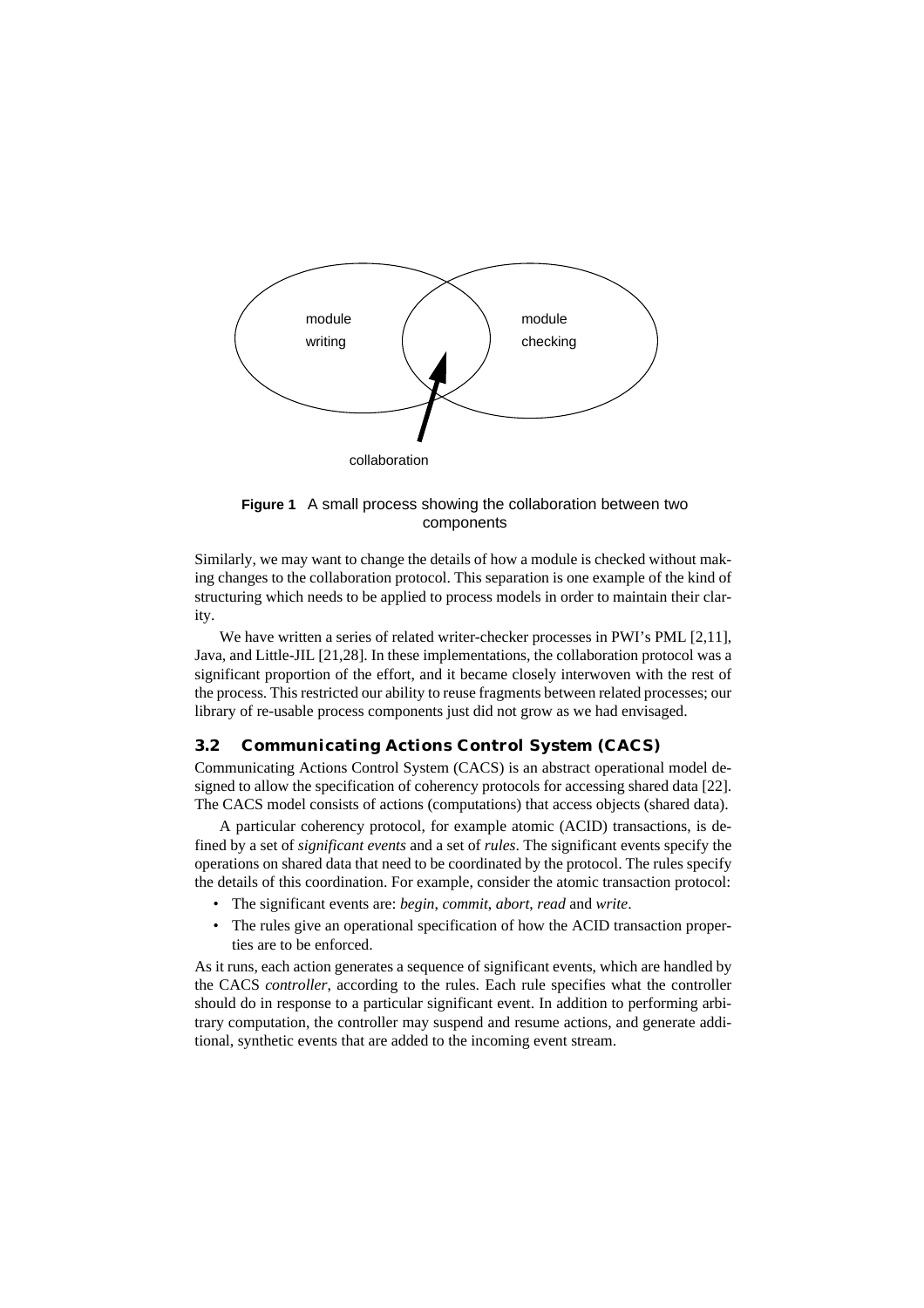module writing

module checking

collaboration

**Figure 1** A small process showing the collaboration between two components

Similarly, we may want to change the details of how a module is checked without making changes to the collaboration protocol. This separation is one example of the kind of structuring which needs to be applied to process models in order to maintain their clarity.

We have written a series of related writer-checker processes in PWI's PML [2,11], Java, and Little-JIL [21,28]. In these implementations, the collaboration protocol was a significant proportion of the effort, and it became closely interwoven with the rest of the process. This restricted our ability to reuse fragments between related processes; our library of re-usable process components just did not grow as we had envisaged.

### 3.2 Communicating Actions Control System (CACS)

Communicating Actions Control System (CACS) is an abstract operational model designed to allow the specification of coherency protocols for accessing shared data [22]. The CACS model consists of actions (computations) that access objects (shared data).

A particular coherency protocol, for example atomic (ACID) transactions, is defined by a set of *significant events* and a set of *rules*. The significant events specify the operations on shared data that need to be coordinated by the protocol. The rules specify the details of this coordination. For example, consider the atomic transaction protocol:

- The significant events are: *begin*, *commit*, *abort*, *read* and *write*.
- The rules give an operational specification of how the ACID transaction properties are to be enforced.

As it runs, each action generates a sequence of significant events, which are handled by the CACS *controller*, according to the rules. Each rule specifies what the controller should do in response to a particular significant event. In addition to performing arbitrary computation, the controller may suspend and resume actions, and generate additional, synthetic events that are added to the incoming event stream.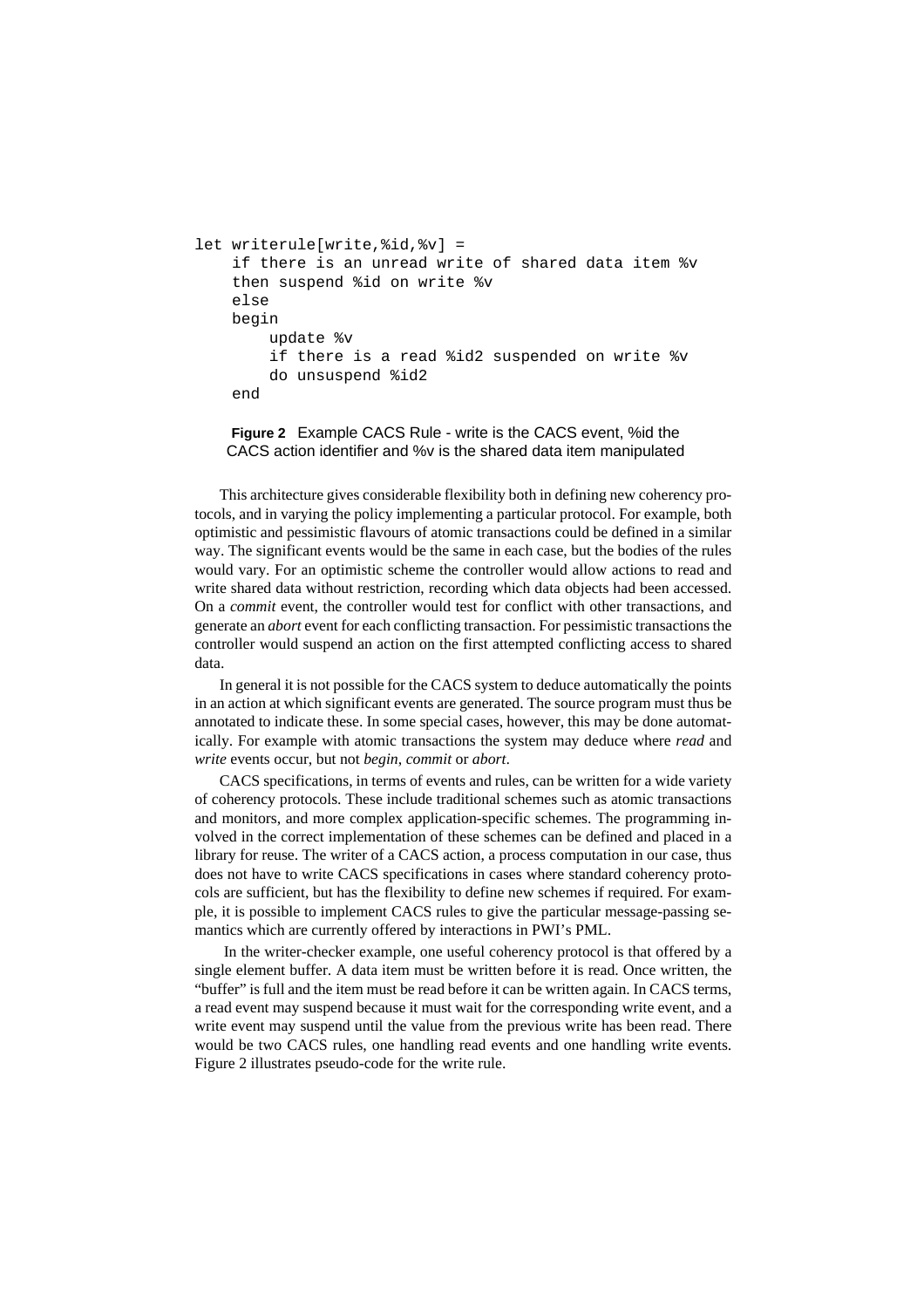```
let writerule[write,%id,%v] =
    if there is an unread write of shared data item %v
    then suspend %id on write %v
    else
    begin
        update %v
        if there is a read %id2 suspended on write %v
        do unsuspend %id2
    end
```

**Figure 2** Example CACS Rule - write is the CACS event, %id the CACS action identifier and %v is the shared data item manipulated

This architecture gives considerable flexibility both in defining new coherency protocols, and in varying the policy implementing a particular protocol. For example, both optimistic and pessimistic flavours of atomic transactions could be defined in a similar way. The significant events would be the same in each case, but the bodies of the rules would vary. For an optimistic scheme the controller would allow actions to read and write shared data without restriction, recording which data objects had been accessed. On a *commit* event, the controller would test for conflict with other transactions, and generate an *abort* event for each conflicting transaction. For pessimistic transactions the controller would suspend an action on the first attempted conflicting access to shared data.

In general it is not possible for the CACS system to deduce automatically the points in an action at which significant events are generated. The source program must thus be annotated to indicate these. In some special cases, however, this may be done automatically. For example with atomic transactions the system may deduce where *read* and *write* events occur, but not *begin*, *commit* or *abort*.

CACS specifications, in terms of events and rules, can be written for a wide variety of coherency protocols. These include traditional schemes such as atomic transactions and monitors, and more complex application-specific schemes. The programming involved in the correct implementation of these schemes can be defined and placed in a library for reuse. The writer of a CACS action, a process computation in our case, thus does not have to write CACS specifications in cases where standard coherency protocols are sufficient, but has the flexibility to define new schemes if required. For example, it is possible to implement CACS rules to give the particular message-passing semantics which are currently offered by interactions in PWI's PML.

In the writer-checker example, one useful coherency protocol is that offered by a single element buffer. A data item must be written before it is read. Once written, the "buffer" is full and the item must be read before it can be written again. In CACS terms, a read event may suspend because it must wait for the corresponding write event, and a write event may suspend until the value from the previous write has been read. There would be two CACS rules, one handling read events and one handling write events. Figure 2 illustrates pseudo-code for the write rule.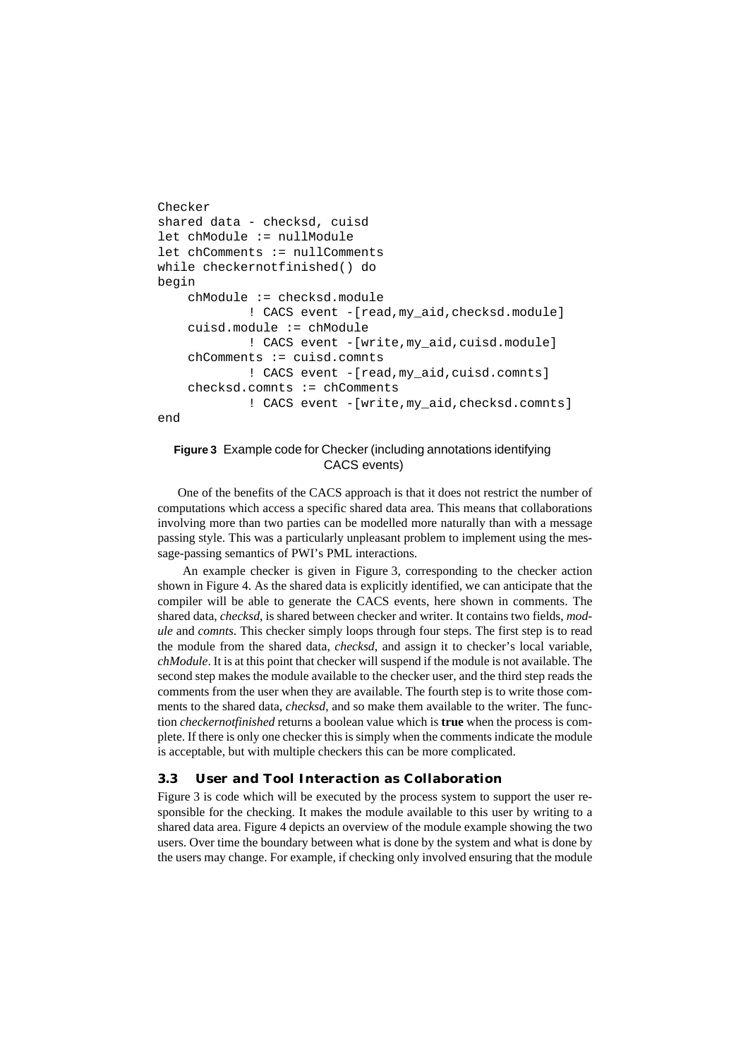```
Checker
shared data - checksd, cuisd
let chModule := nullModule
let chComments := nullComments
while checkernotfinished() do
begin
    chModule := checksd.module
            ! CACS event -[read,my_aid,checksd.module]
    cuisd.module := chModule
            ! CACS event -[write,my_aid,cuisd.module]
    chComments := cuisd.comnts
            ! CACS event -[read,my_aid,cuisd.comnts]
    checksd.comnts := chComments
            ! CACS event -[write,my_aid,checksd.comnts]
end
```

**Figure 3** Example code for Checker (including annotations identifying CACS events)

One of the benefits of the CACS approach is that it does not restrict the number of computations which access a specific shared data area. This means that collaborations involving more than two parties can be modelled more naturally than with a message passing style. This was a particularly unpleasant problem to implement using the message-passing semantics of PWI's PML interactions.

An example checker is given in Figure 3, corresponding to the checker action shown in Figure 4. As the shared data is explicitly identified, we can anticipate that the compiler will be able to generate the CACS events, here shown in comments. The shared data, *checksd*, is shared between checker and writer. It contains two fields, *module* and *comnts*. This checker simply loops through four steps. The first step is to read the module from the shared data, *checksd*, and assign it to checker's local variable, *chModule*. It is at this point that checker will suspend if the module is not available. The second step makes the module available to the checker user, and the third step reads the comments from the user when they are available. The fourth step is to write those comments to the shared data, *checksd*, and so make them available to the writer. The function *checkernotfinished* returns a boolean value which is **true** when the process is complete. If there is only one checker this is simply when the comments indicate the module is acceptable, but with multiple checkers this can be more complicated.

### 3.3 User and Tool Interaction as Collaboration

Figure 3 is code which will be executed by the process system to support the user responsible for the checking. It makes the module available to this user by writing to a shared data area. Figure 4 depicts an overview of the module example showing the two users. Over time the boundary between what is done by the system and what is done by the users may change. For example, if checking only involved ensuring that the module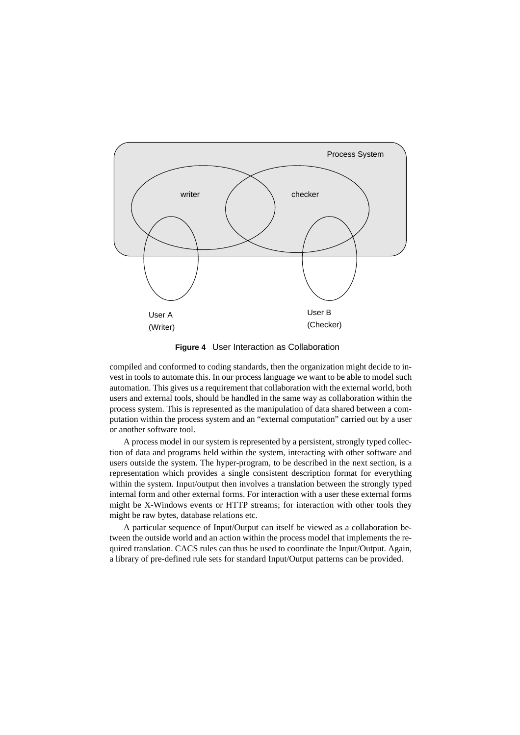**Figure 4** User Interaction as Collaboration

compiled and conformed to coding standards, then the organization might decide to invest in tools to automate this. In our process language we want to be able to model such automation. This gives us a requirement that collaboration with the external world, both users and external tools, should be handled in the same way as collaboration within the process system. This is represented as the manipulation of data shared between a computation within the process system and an "external computation" carried out by a user or another software tool.

A process model in our system is represented by a persistent, strongly typed collection of data and programs held within the system, interacting with other software and users outside the system. The hyper-program, to be described in the next section, is a representation which provides a single consistent description format for everything within the system. Input/output then involves a translation between the strongly typed internal form and other external forms. For interaction with a user these external forms might be X-Windows events or HTTP streams; for interaction with other tools they might be raw bytes, database relations etc.

A particular sequence of Input/Output can itself be viewed as a collaboration between the outside world and an action within the process model that implements the required translation. CACS rules can thus be used to coordinate the Input/Output. Again, a library of pre-defined rule sets for standard Input/Output patterns can be provided.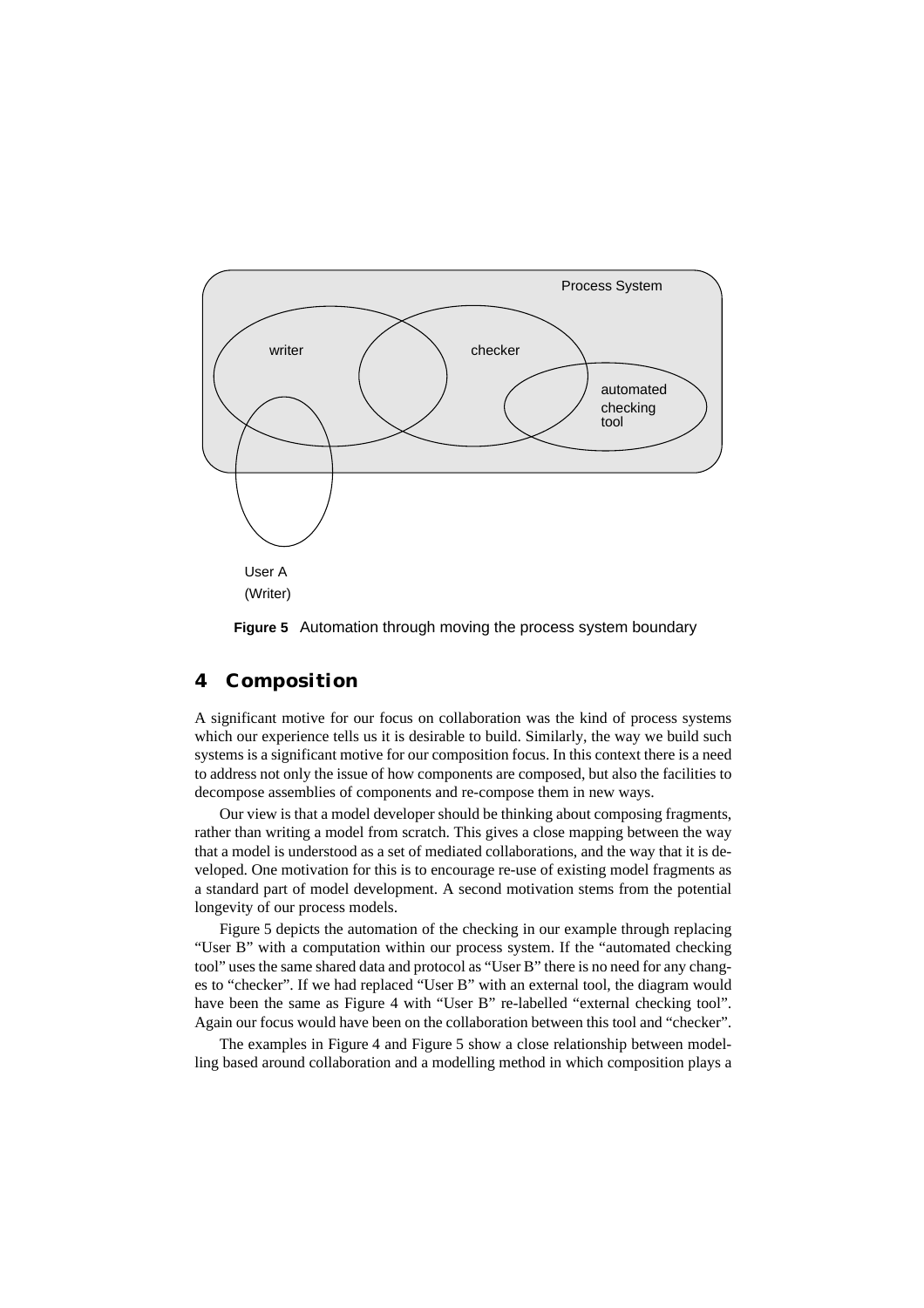Figure 5 Automation through moving the process system boundary

## 4 Composition

A significant motive for our focus on collaboration was the kind of process systems which our experience tells us it is desirable to build. Similarly, the way we build such systems is a significant motive for our composition focus. In this context there is a need to address not only the issue of how components are composed, but also the facilities to decompose assemblies of components and re-compose them in new ways.

Our view is that a model developer should be thinking about composing fragments, rather than writing a model from scratch. This gives a close mapping between the way that a model is understood as a set of mediated collaborations, and the way that it is developed. One motivation for this is to encourage re-use of existing model fragments as a standard part of model development. A second motivation stems from the potential longevity of our process models.

Figure 5 depicts the automation of the checking in our example through replacing "User B" with a computation within our process system. If the "automated checking tool" uses the same shared data and protocol as "User B" there is no need for any changes to "checker". If we had replaced "User B" with an external tool, the diagram would have been the same as Figure 4 with "User B" re-labelled "external checking tool". Again our focus would have been on the collaboration between this tool and "checker".

The examples in Figure 4 and Figure 5 show a close relationship between modelling based around collaboration and a modelling method in which composition plays a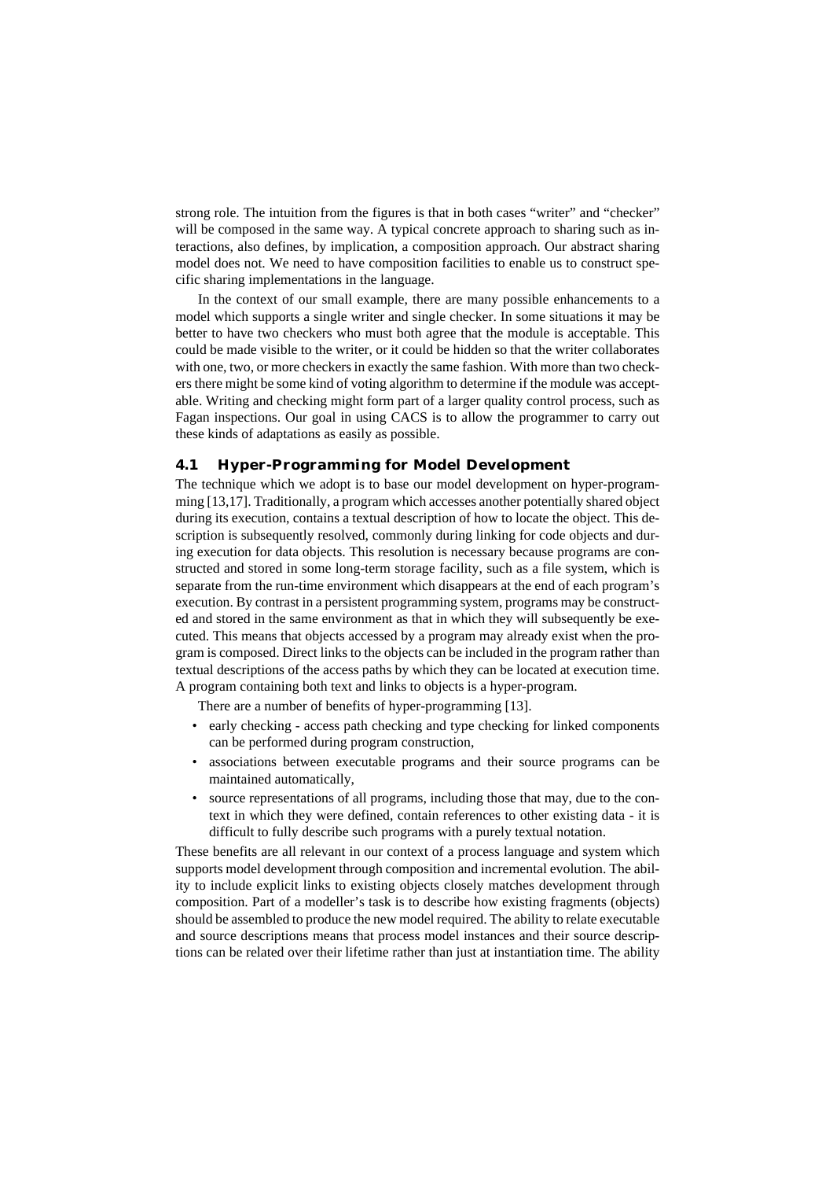strong role. The intuition from the figures is that in both cases "writer" and "checker" will be composed in the same way. A typical concrete approach to sharing such as interactions, also defines, by implication, a composition approach. Our abstract sharing model does not. We need to have composition facilities to enable us to construct specific sharing implementations in the language.

In the context of our small example, there are many possible enhancements to a model which supports a single writer and single checker. In some situations it may be better to have two checkers who must both agree that the module is acceptable. This could be made visible to the writer, or it could be hidden so that the writer collaborates with one, two, or more checkers in exactly the same fashion. With more than two checkers there might be some kind of voting algorithm to determine if the module was acceptable. Writing and checking might form part of a larger quality control process, such as Fagan inspections. Our goal in using CACS is to allow the programmer to carry out these kinds of adaptations as easily as possible.

### 4.1 Hyper-Programming for Model Development

The technique which we adopt is to base our model development on hyper-programming [13,17]. Traditionally, a program which accesses another potentially shared object during its execution, contains a textual description of how to locate the object. This description is subsequently resolved, commonly during linking for code objects and during execution for data objects. This resolution is necessary because programs are constructed and stored in some long-term storage facility, such as a file system, which is separate from the run-time environment which disappears at the end of each program's execution. By contrast in a persistent programming system, programs may be constructed and stored in the same environment as that in which they will subsequently be executed. This means that objects accessed by a program may already exist when the program is composed. Direct links to the objects can be included in the program rather than textual descriptions of the access paths by which they can be located at execution time. A program containing both text and links to objects is a hyper-program.

There are a number of benefits of hyper-programming [13].

- early checking - access path checking and type checking for linked components can be performed during program construction,
- associations between executable programs and their source programs can be maintained automatically,
- source representations of all programs, including those that may, due to the context in which they were defined, contain references to other existing data - it is difficult to fully describe such programs with a purely textual notation.

These benefits are all relevant in our context of a process language and system which supports model development through composition and incremental evolution. The ability to include explicit links to existing objects closely matches development through composition. Part of a modeller's task is to describe how existing fragments (objects) should be assembled to produce the new model required. The ability to relate executable and source descriptions means that process model instances and their source descriptions can be related over their lifetime rather than just at instantiation time. The ability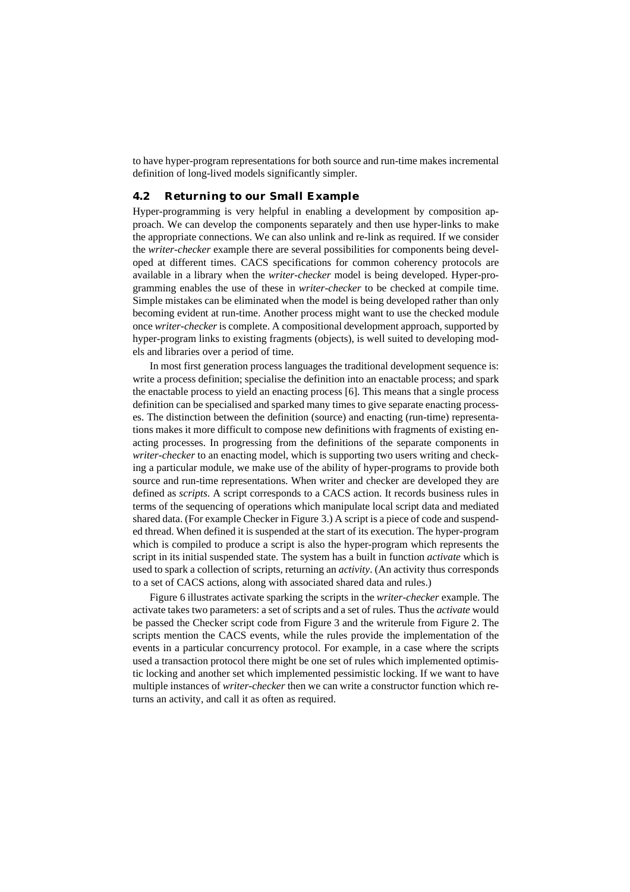to have hyper-program representations for both source and run-time makes incremental definition of long-lived models significantly simpler.

### 4.2 Returning to our Small Example

Hyper-programming is very helpful in enabling a development by composition approach. We can develop the components separately and then use hyper-links to make the appropriate connections. We can also unlink and re-link as required. If we consider the *writer-checker* example there are several possibilities for components being developed at different times. CACS specifications for common coherency protocols are available in a library when the *writer-checker* model is being developed. Hyper-programming enables the use of these in *writer-checker* to be checked at compile time. Simple mistakes can be eliminated when the model is being developed rather than only becoming evident at run-time. Another process might want to use the checked module once *writer-checker* is complete. A compositional development approach, supported by hyper-program links to existing fragments (objects), is well suited to developing models and libraries over a period of time.

In most first generation process languages the traditional development sequence is: write a process definition; specialise the definition into an enactable process; and spark the enactable process to yield an enacting process [6]. This means that a single process definition can be specialised and sparked many times to give separate enacting processes. The distinction between the definition (source) and enacting (run-time) representations makes it more difficult to compose new definitions with fragments of existing enacting processes. In progressing from the definitions of the separate components in *writer-checker* to an enacting model, which is supporting two users writing and checking a particular module, we make use of the ability of hyper-programs to provide both source and run-time representations. When writer and checker are developed they are defined as *scripts*. A script corresponds to a CACS action. It records business rules in terms of the sequencing of operations which manipulate local script data and mediated shared data. (For example Checker in Figure 3.) A script is a piece of code and suspended thread. When defined it is suspended at the start of its execution. The hyper-program which is compiled to produce a script is also the hyper-program which represents the script in its initial suspended state. The system has a built in function *activate* which is used to spark a collection of scripts, returning an *activity*. (An activity thus corresponds to a set of CACS actions, along with associated shared data and rules.)

Figure 6 illustrates activate sparking the scripts in the *writer-checker* example. The activate takes two parameters: a set of scripts and a set of rules. Thus the *activate* would be passed the Checker script code from Figure 3 and the writerule from Figure 2. The scripts mention the CACS events, while the rules provide the implementation of the events in a particular concurrency protocol. For example, in a case where the scripts used a transaction protocol there might be one set of rules which implemented optimistic locking and another set which implemented pessimistic locking. If we want to have multiple instances of *writer-checker* then we can write a constructor function which returns an activity, and call it as often as required.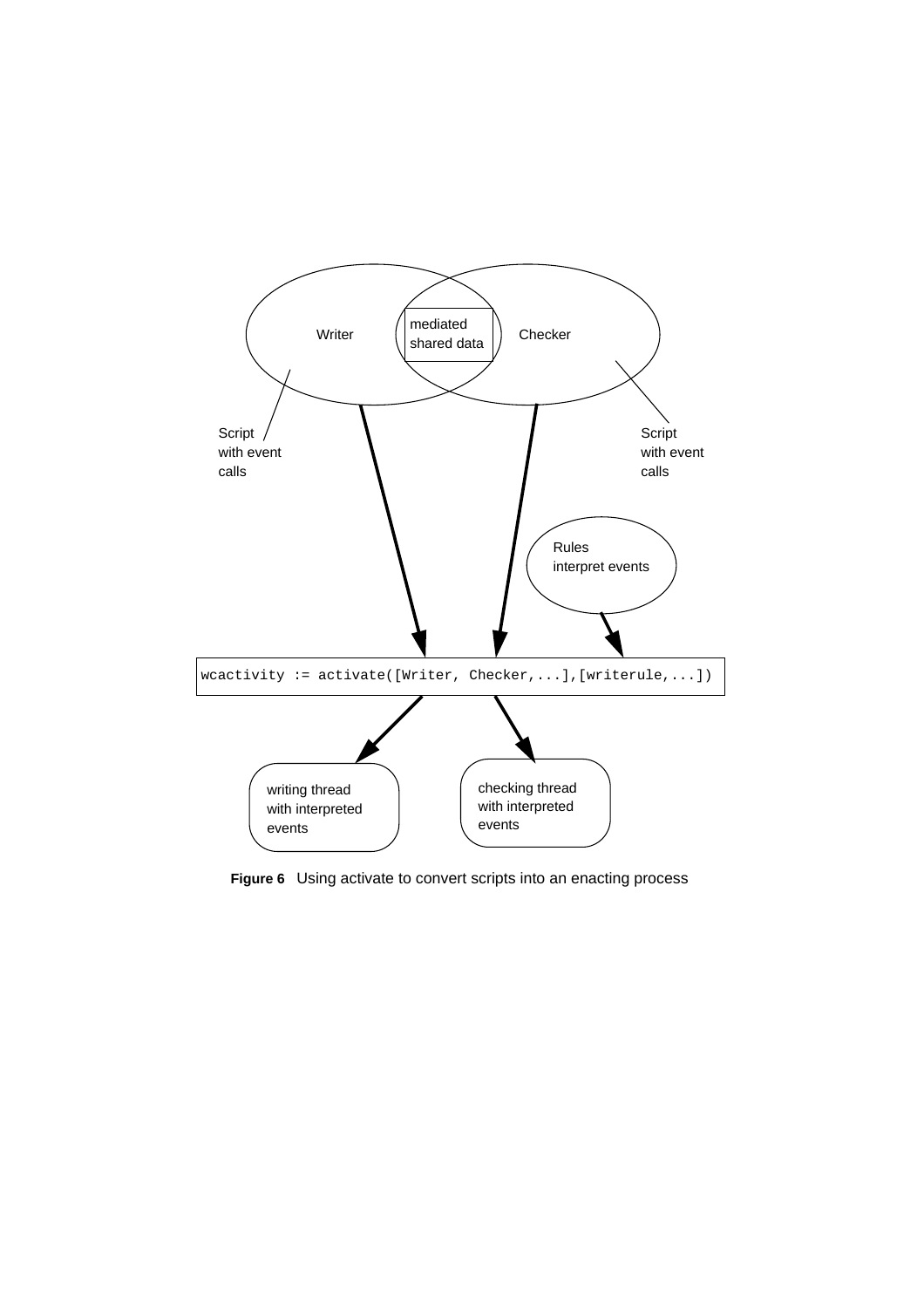```
wcactivity := activate([Writer, Checker,...],[writerule,...])
```

**Figure 6** Using activate to convert scripts into an enacting process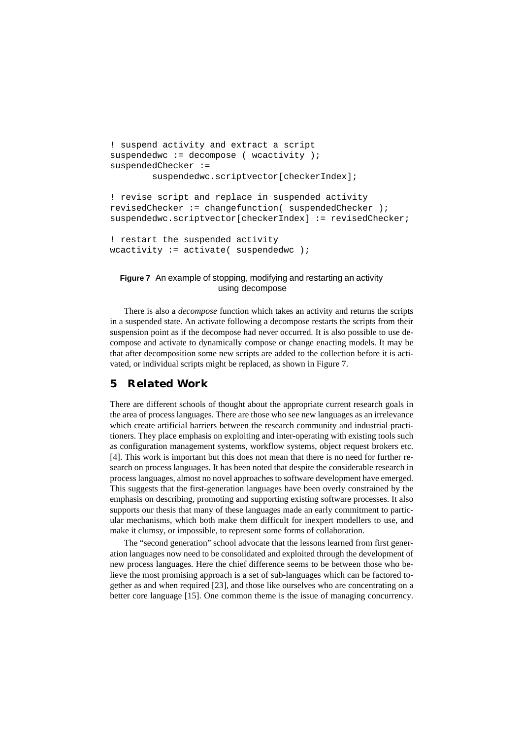```
! suspend activity and extract a script
suspendedwc := decompose ( wcactivity );
suspendedChecker :=
        suspendedwc.scriptvector[checkerIndex];

! revise script and replace in suspended activity
revisedChecker := changefunction( suspendedChecker );
suspendedwc.scriptvector[checkerIndex] := revisedChecker;

! restart the suspended activity
wcactivity := activate( suspendedwc );
```

**Figure 7** An example of stopping, modifying and restarting an activity using decompose

There is also a *decompose* function which takes an activity and returns the scripts in a suspended state. An activate following a decompose restarts the scripts from their suspension point as if the decompose had never occurred. It is also possible to use decompose and activate to dynamically compose or change enacting models. It may be that after decomposition some new scripts are added to the collection before it is activated, or individual scripts might be replaced, as shown in Figure 7.

## 5 Related Work

There are different schools of thought about the appropriate current research goals in the area of process languages. There are those who see new languages as an irrelevance which create artificial barriers between the research community and industrial practitioners. They place emphasis on exploiting and inter-operating with existing tools such as configuration management systems, workflow systems, object request brokers etc. [4]. This work is important but this does not mean that there is no need for further research on process languages. It has been noted that despite the considerable research in process languages, almost no novel approaches to software development have emerged. This suggests that the first-generation languages have been overly constrained by the emphasis on describing, promoting and supporting existing software processes. It also supports our thesis that many of these languages made an early commitment to particular mechanisms, which both make them difficult for inexpert modellers to use, and make it clumsy, or impossible, to represent some forms of collaboration.

The "second generation" school advocate that the lessons learned from first generation languages now need to be consolidated and exploited through the development of new process languages. Here the chief difference seems to be between those who believe the most promising approach is a set of sub-languages which can be factored together as and when required [23], and those like ourselves who are concentrating on a better core language [15]. One common theme is the issue of managing concurrency.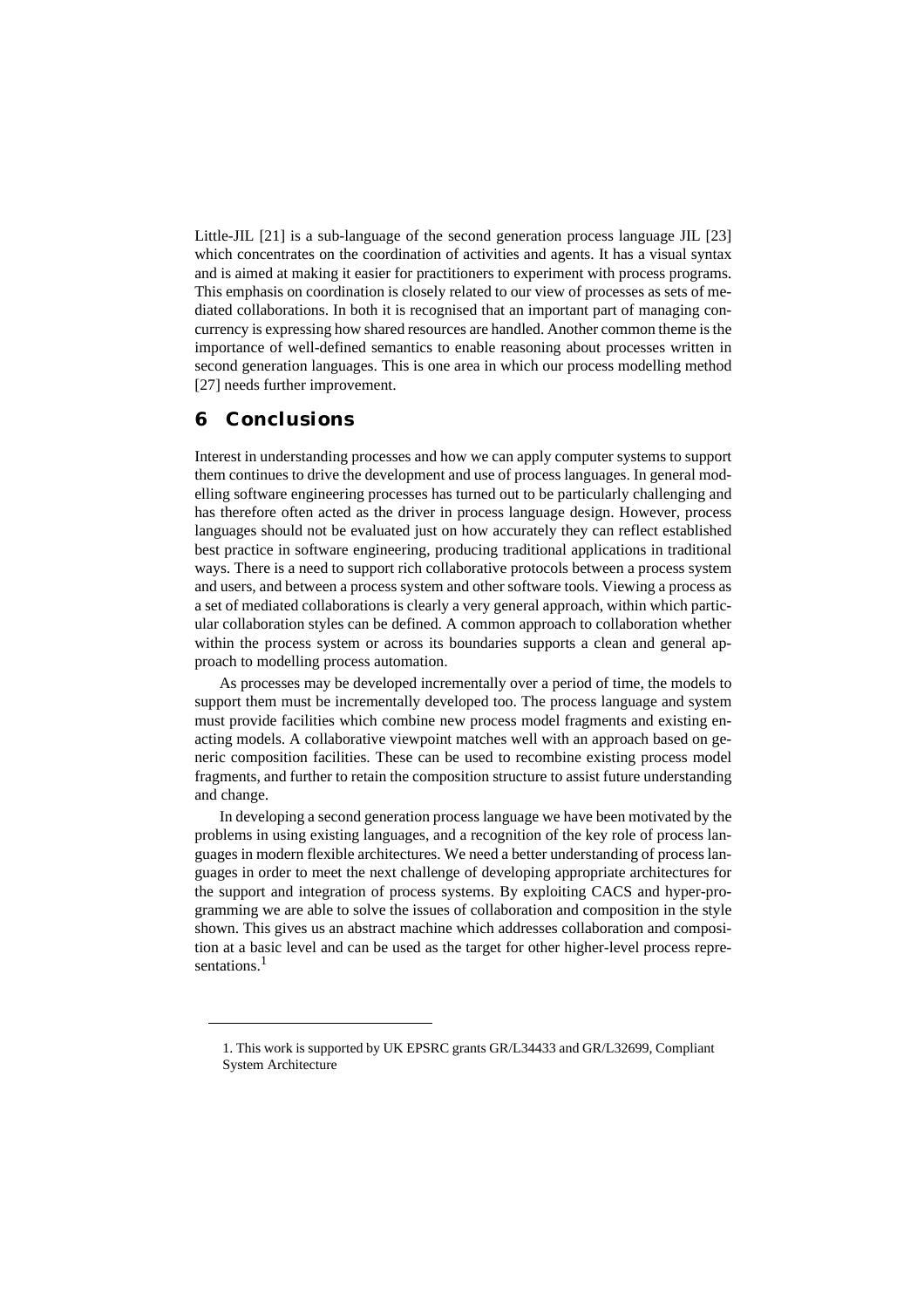Little-JIL [21] is a sub-language of the second generation process language JIL [23] which concentrates on the coordination of activities and agents. It has a visual syntax and is aimed at making it easier for practitioners to experiment with process programs. This emphasis on coordination is closely related to our view of processes as sets of mediated collaborations. In both it is recognised that an important part of managing concurrency is expressing how shared resources are handled. Another common theme is the importance of well-defined semantics to enable reasoning about processes written in second generation languages. This is one area in which our process modelling method [27] needs further improvement.

## 6 Conclusions

Interest in understanding processes and how we can apply computer systems to support them continues to drive the development and use of process languages. In general modelling software engineering processes has turned out to be particularly challenging and has therefore often acted as the driver in process language design. However, process languages should not be evaluated just on how accurately they can reflect established best practice in software engineering, producing traditional applications in traditional ways. There is a need to support rich collaborative protocols between a process system and users, and between a process system and other software tools. Viewing a process as a set of mediated collaborations is clearly a very general approach, within which particular collaboration styles can be defined. A common approach to collaboration whether within the process system or across its boundaries supports a clean and general approach to modelling process automation.

As processes may be developed incrementally over a period of time, the models to support them must be incrementally developed too. The process language and system must provide facilities which combine new process model fragments and existing enacting models. A collaborative viewpoint matches well with an approach based on generic composition facilities. These can be used to recombine existing process model fragments, and further to retain the composition structure to assist future understanding and change.

In developing a second generation process language we have been motivated by the problems in using existing languages, and a recognition of the key role of process languages in modern flexible architectures. We need a better understanding of process languages in order to meet the next challenge of developing appropriate architectures for the support and integration of process systems. By exploiting CACS and hyper-programming we are able to solve the issues of collaboration and composition in the style shown. This gives us an abstract machine which addresses collaboration and composition at a basic level and can be used as the target for other higher-level process representations.[1]

---

1. This work is supported by UK EPSRC grants GR/L34433 and GR/L32699, Compliant System Architecture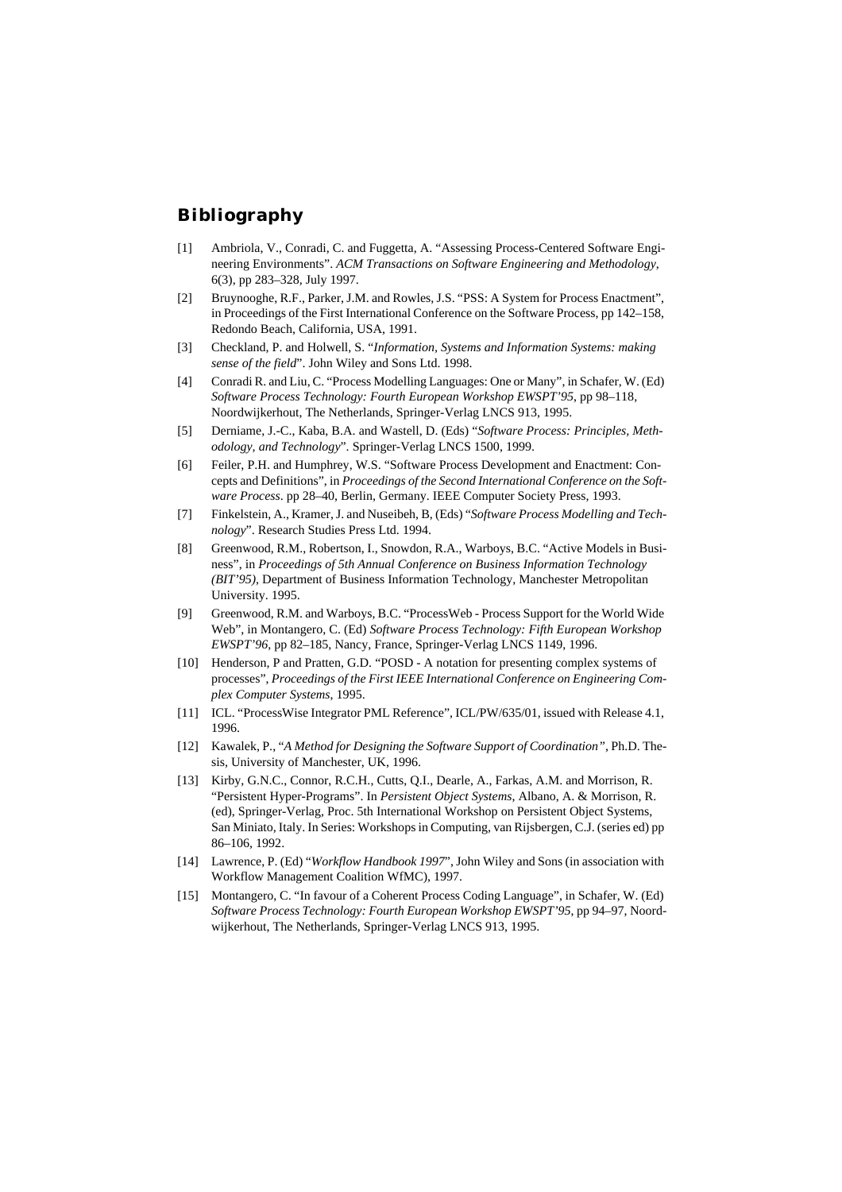# Bibliography

[1] Ambriola, V., Conradi, C. and Fuggetta, A. "Assessing Process-Centered Software Engineering Environments". *ACM Transactions on Software Engineering and Methodology*, 6(3), pp 283–328, July 1997.

[2] Bruynooghe, R.F., Parker, J.M. and Rowles, J.S. "PSS: A System for Process Enactment", in Proceedings of the First International Conference on the Software Process, pp 142–158, Redondo Beach, California, USA, 1991.

[3] Checkland, P. and Holwell, S. "*Information, Systems and Information Systems: making sense of the field*". John Wiley and Sons Ltd. 1998.

[4] Conradi R. and Liu, C. "Process Modelling Languages: One or Many", in Schafer, W. (Ed) *Software Process Technology: Fourth European Workshop EWSPT'95*, pp 98–118, Noordwijkerhout, The Netherlands, Springer-Verlag LNCS 913, 1995.

[5] Derniame, J.-C., Kaba, B.A. and Wastell, D. (Eds) "*Software Process: Principles, Methodology, and Technology*". Springer-Verlag LNCS 1500, 1999.

[6] Feiler, P.H. and Humphrey, W.S. "Software Process Development and Enactment: Concepts and Definitions", in *Proceedings of the Second International Conference on the Software Process*. pp 28–40, Berlin, Germany. IEEE Computer Society Press, 1993.

[7] Finkelstein, A., Kramer, J. and Nuseibeh, B, (Eds) "*Software Process Modelling and Technology*". Research Studies Press Ltd. 1994.

[8] Greenwood, R.M., Robertson, I., Snowdon, R.A., Warboys, B.C. "Active Models in Business", in *Proceedings of 5th Annual Conference on Business Information Technology (BIT'95)*, Department of Business Information Technology, Manchester Metropolitan University. 1995.

[9] Greenwood, R.M. and Warboys, B.C. "ProcessWeb - Process Support for the World Wide Web", in Montangero, C. (Ed) *Software Process Technology: Fifth European Workshop EWSPT'96*, pp 82–185, Nancy, France, Springer-Verlag LNCS 1149, 1996.

[10] Henderson, P and Pratten, G.D. "POSD - A notation for presenting complex systems of processes", *Proceedings of the First IEEE International Conference on Engineering Complex Computer Systems*, 1995.

[11] ICL. "ProcessWise Integrator PML Reference", ICL/PW/635/01, issued with Release 4.1, 1996.

[12] Kawalek, P., "*A Method for Designing the Software Support of Coordination*", Ph.D. Thesis, University of Manchester, UK, 1996.

[13] Kirby, G.N.C., Connor, R.C.H., Cutts, Q.I., Dearle, A., Farkas, A.M. and Morrison, R. "Persistent Hyper-Programs". In *Persistent Object Systems*, Albano, A. & Morrison, R. (ed), Springer-Verlag, Proc. 5th International Workshop on Persistent Object Systems, San Miniato, Italy. In Series: Workshops in Computing, van Rijsbergen, C.J. (series ed) pp 86–106, 1992.

[14] Lawrence, P. (Ed) "*Workflow Handbook 1997*", John Wiley and Sons (in association with Workflow Management Coalition WfMC), 1997.

[15] Montangero, C. "In favour of a Coherent Process Coding Language", in Schafer, W. (Ed) *Software Process Technology: Fourth European Workshop EWSPT'95*, pp 94–97, Noordwijkerhout, The Netherlands, Springer-Verlag LNCS 913, 1995.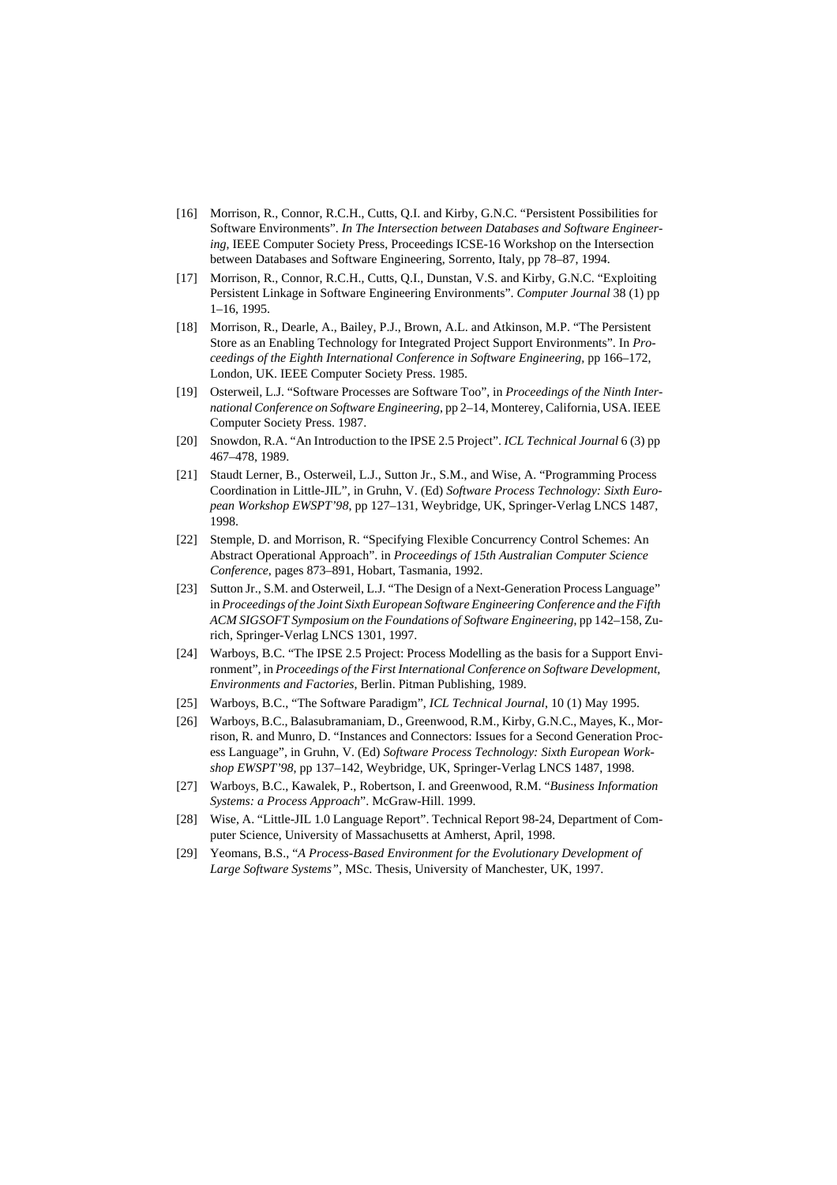[16] Morrison, R., Connor, R.C.H., Cutts, Q.I. and Kirby, G.N.C. "Persistent Possibilities for Software Environments". *In The Intersection between Databases and Software Engineering*, IEEE Computer Society Press, Proceedings ICSE-16 Workshop on the Intersection between Databases and Software Engineering, Sorrento, Italy, pp 78–87, 1994.

[17] Morrison, R., Connor, R.C.H., Cutts, Q.I., Dunstan, V.S. and Kirby, G.N.C. "Exploiting Persistent Linkage in Software Engineering Environments". *Computer Journal* 38 (1) pp 1–16, 1995.

[18] Morrison, R., Dearle, A., Bailey, P.J., Brown, A.L. and Atkinson, M.P. "The Persistent Store as an Enabling Technology for Integrated Project Support Environments". In *Proceedings of the Eighth International Conference in Software Engineering*, pp 166–172, London, UK. IEEE Computer Society Press. 1985.

[19] Osterweil, L.J. "Software Processes are Software Too", in *Proceedings of the Ninth International Conference on Software Engineering*, pp 2–14, Monterey, California, USA. IEEE Computer Society Press. 1987.

[20] Snowdon, R.A. "An Introduction to the IPSE 2.5 Project". *ICL Technical Journal* 6 (3) pp 467–478, 1989.

[21] Staudt Lerner, B., Osterweil, L.J., Sutton Jr., S.M., and Wise, A. "Programming Process Coordination in Little-JIL", in Gruhn, V. (Ed) *Software Process Technology: Sixth European Workshop EWSPT'98*, pp 127–131, Weybridge, UK, Springer-Verlag LNCS 1487, 1998.

[22] Stemple, D. and Morrison, R. "Specifying Flexible Concurrency Control Schemes: An Abstract Operational Approach". in *Proceedings of 15th Australian Computer Science Conference*, pages 873–891, Hobart, Tasmania, 1992.

[23] Sutton Jr., S.M. and Osterweil, L.J. "The Design of a Next-Generation Process Language" in *Proceedings of the Joint Sixth European Software Engineering Conference and the Fifth ACM SIGSOFT Symposium on the Foundations of Software Engineering*, pp 142–158, Zurich, Springer-Verlag LNCS 1301, 1997.

[24] Warboys, B.C. "The IPSE 2.5 Project: Process Modelling as the basis for a Support Environment", in *Proceedings of the First International Conference on Software Development, Environments and Factories*, Berlin. Pitman Publishing, 1989.

[25] Warboys, B.C., "The Software Paradigm", *ICL Technical Journal*, 10 (1) May 1995.

[26] Warboys, B.C., Balasubramaniam, D., Greenwood, R.M., Kirby, G.N.C., Mayes, K., Morrison, R. and Munro, D. "Instances and Connectors: Issues for a Second Generation Process Language", in Gruhn, V. (Ed) *Software Process Technology: Sixth European Workshop EWSPT'98*, pp 137–142, Weybridge, UK, Springer-Verlag LNCS 1487, 1998.

[27] Warboys, B.C., Kawalek, P., Robertson, I. and Greenwood, R.M. "*Business Information Systems: a Process Approach*". McGraw-Hill. 1999.

[28] Wise, A. "Little-JIL 1.0 Language Report". Technical Report 98-24, Department of Computer Science, University of Massachusetts at Amherst, April, 1998.

[29] Yeomans, B.S., "*A Process-Based Environment for the Evolutionary Development of Large Software Systems"*, MSc. Thesis, University of Manchester, UK, 1997.